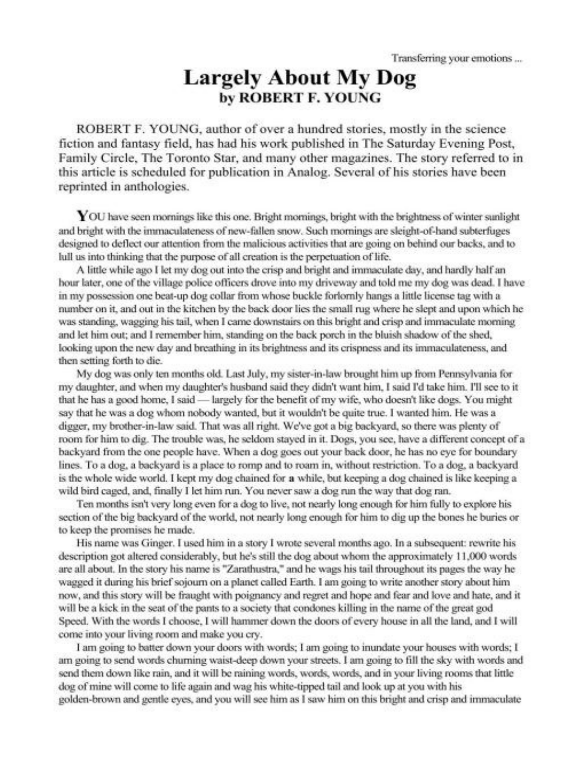Transferring your emotions ...

# Largely About My Dog

## by ROBERT F. YOUNG

ROBERT F. YOUNG, author of over a hundred stories, mostly in the science fiction and fantasy field, has had his work published in The Saturday Evening Post, Family Circle, The Toronto Star, and many other magazines. The story referred to in this article is scheduled for publication in Analog. Several of his stories have been reprinted in anthologies.

YOU have seen mornings like this one. Bright mornings, bright with the brightness of winter sunlight and bright with the immaculateness of new-fallen snow. Such mornings are sleight-of-hand subterfuges designed to deflect our attention from the malicious activities that are going on behind our backs, and to lull us into thinking that the purpose of all creation is the perpetuation of life.

A little while ago I let my dog out into the crisp and bright and immaculate day, and hardly half an hour later, one of the village police officers drove into my driveway and told me my dog was dead. I have in my possession one beat-up dog collar from whose buckle forlornly hangs a little license tag with a number on it, and out in the kitchen by the back door lies the small rug where he slept and upon which he was standing, wagging his tail, when I came downstairs on this bright and crisp and immaculate morning and let him out; and I remember him, standing on the back porch in the bluish shadow of the shed, looking upon the new day and breathing in its brightness and its crispness and its immaculateness, and then setting forth to die.

My dog was only ten months old. Last July, my sister-in-law brought him up from Pennsylvania for my daughter, and when my daughter's husband said they didn't want him, I said I'd take him. I'll see to it that he has a good home, I said — largely for the benefit of my wife, who doesn't like dogs. You might say that he was a dog whom nobody wanted, but it wouldn't be quite true. I wanted him. He was a digger, my brother-in-law said. That was all right. We've got a big backyard, so there was plenty of room for him to dig. The trouble was, he seldom stayed in it. Dogs, you see, have a different concept of a backyard from the one people have. When a dog goes out your back door, he has no eye for boundary lines. To a dog, a backyard is a place to romp and to roam in, without restriction. To a dog, a backyard is the whole wide world. I kept my dog chained for a while, but keeping a dog chained is like keeping a wild bird caged, and, finally I let him run. You never saw a dog run the way that dog ran.

Ten months isn't very long even for a dog to live, not nearly long enough for him fully to explore his section of the big backyard of the world, not nearly long enough for him to dig up the bones he buries or to keep the promises he made.

His name was Ginger. I used him in a story I wrote several months ago. In a subsequent: rewrite his description got altered considerably, but he's still the dog about whom the approximately 11,000 words are all about. In the story his name is "Zarathustra," and he wags his tail throughout its pages the way he wagged it during his brief sojourn on a planet called Earth. I am going to write another story about him now, and this story will be fraught with poignancy and regret and hope and fear and love and hate, and it will be a kick in the seat of the pants to a society that condones killing in the name of the great god Speed. With the words I choose, I will hammer down the doors of every house in all the land, and I will come into your living room and make you cry.

I am going to batter down your doors with words; I am going to inundate your houses with words; I am going to send words churning waist-deep down your streets. I am going to fill the sky with words and send them down like rain, and it will be raining words, words, words, and in your living rooms that little dog of mine will come to life again and wag his white-tipped tail and look up at you with his golden-brown and gentle eyes, and you will see him as I saw him on this bright and crisp and immaculate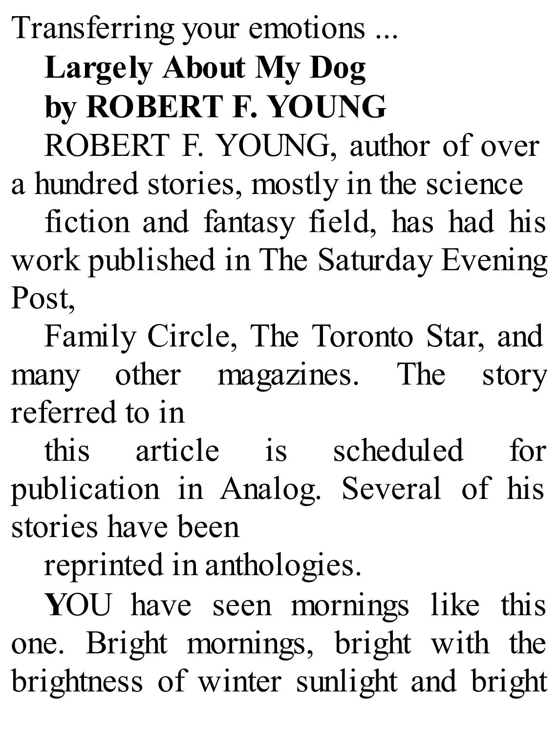Transferring your emotions ...

# Largely About My Dog

## by ROBERT F. YOUNG

ROBERT F. YOUNG, author of over a hundred stories, mostly in the science fiction and fantasy field, has had his work published in The Saturday Evening Post, Family Circle, The Toronto Star, and many other magazines. The story referred to in this article is scheduled for publication in Analog. Several of his stories have been reprinted in anthologies.

**Y**OU have seen mornings like this one. Bright mornings, bright with the brightness of winter sunlight and bright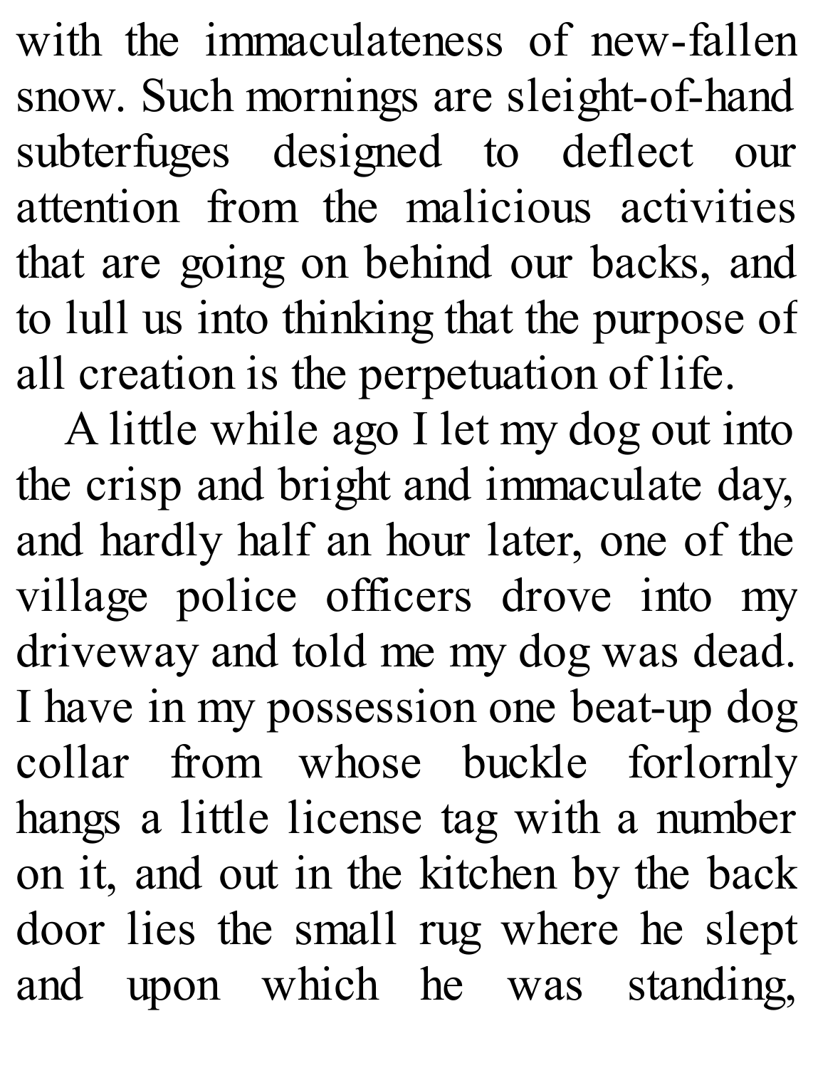with the immaculateness of new-fallen snow. Such mornings are sleight-of-hand subterfuges designed to deflect our attention from the malicious activities that are going on behind our backs, and to lull us into thinking that the purpose of all creation is the perpetuation of life.

A little while ago I let my dog out into the crisp and bright and immaculate day, and hardly half an hour later, one of the village police officers drove into my driveway and told me my dog was dead. I have in my possession one beat-up dog collar from whose buckle forlornly hangs a little license tag with a number on it, and out in the kitchen by the back door lies the small rug where he slept and upon which he was standing,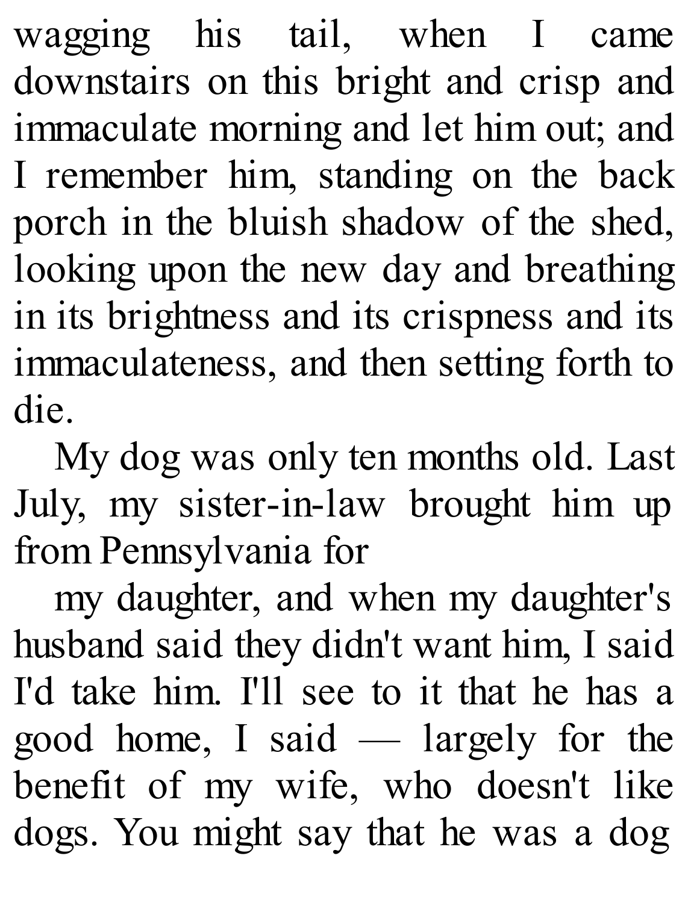wagging his tail, when I came downstairs on this bright and crisp and immaculate morning and let him out; and I remember him, standing on the back porch in the bluish shadow of the shed, looking upon the new day and breathing in its brightness and its crispness and its immaculateness, and then setting forth to die.

My dog was only ten months old. Last July, my sister-in-law brought him up from Pennsylvania for

my daughter, and when my daughter's husband said they didn't want him, I said I'd take him. I'll see to it that he has a good home, I said — largely for the benefit of my wife, who doesn't like dogs. You might say that he was a dog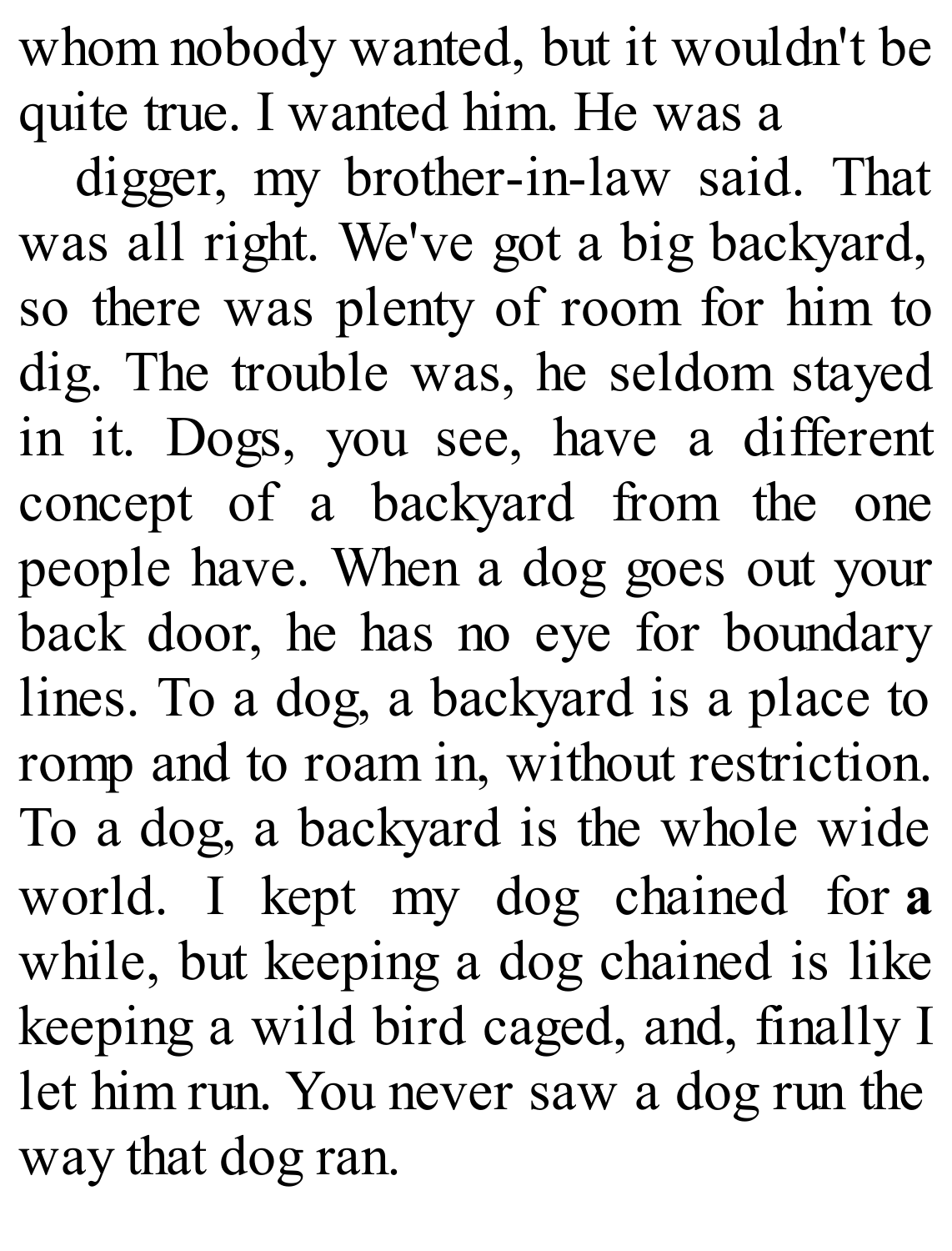whom nobody wanted, but it wouldn't be quite true. I wanted him. He was a digger, my brother-in-law said. That was all right. We've got a big backyard, so there was plenty of room for him to dig. The trouble was, he seldom stayed in it. Dogs, you see, have a different concept of a backyard from the one people have. When a dog goes out your back door, he has no eye for boundary lines. To a dog, a backyard is a place to romp and to roam in, without restriction. To a dog, a backyard is the whole wide world. I kept my dog chained for a while, but keeping a dog chained is like keeping a wild bird caged, and, finally I let him run. You never saw a dog run the way that dog ran.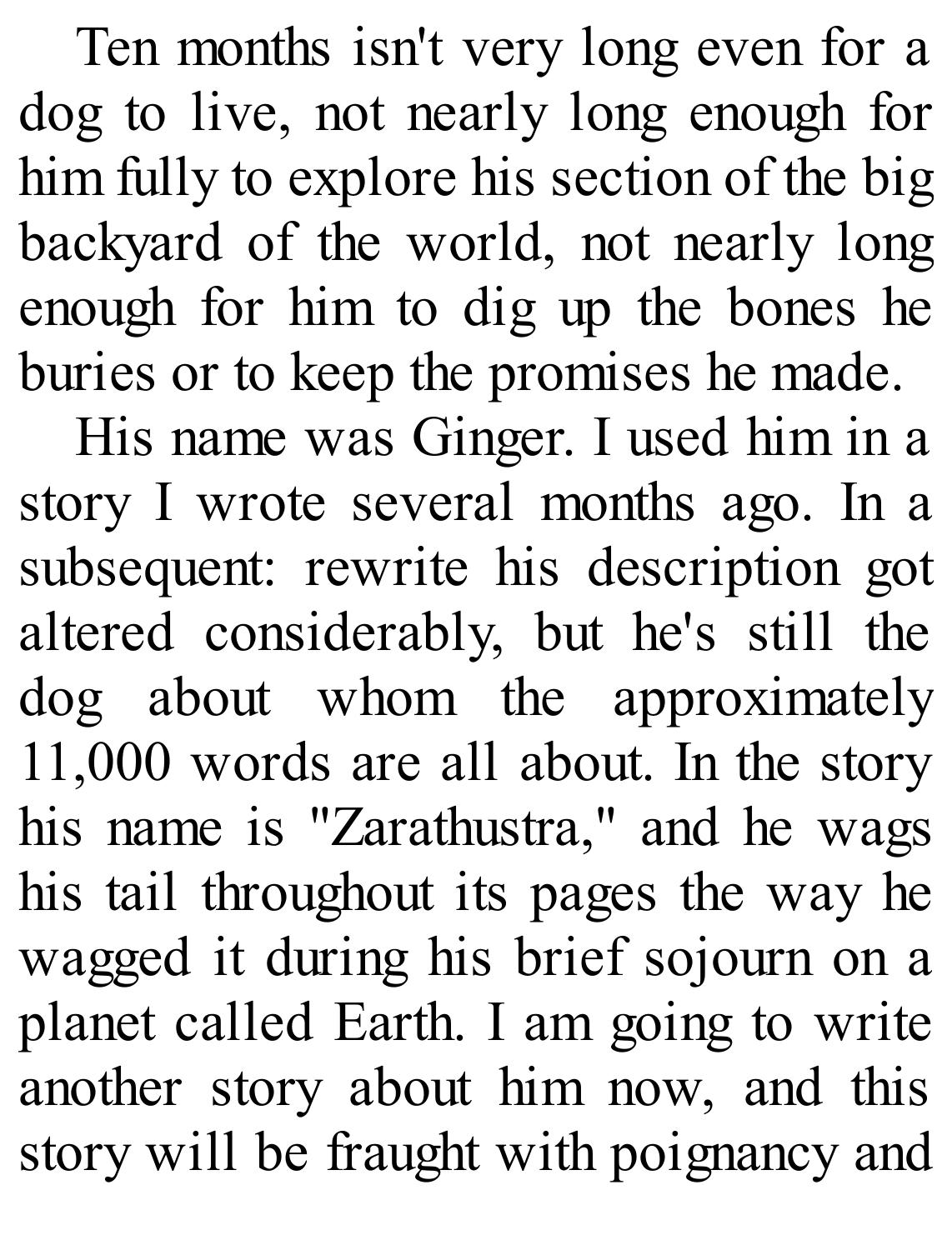Ten months isn't very long even for a dog to live, not nearly long enough for him fully to explore his section of the big backyard of the world, not nearly long enough for him to dig up the bones he buries or to keep the promises he made.

His name was Ginger. I used him in a story I wrote several months ago. In a subsequent: rewrite his description got altered considerably, but he's still the dog about whom the approximately 11,000 words are all about. In the story his name is "Zarathustra," and he wags his tail throughout its pages the way he wagged it during his brief sojourn on a planet called Earth. I am going to write another story about him now, and this story will be fraught with poignancy and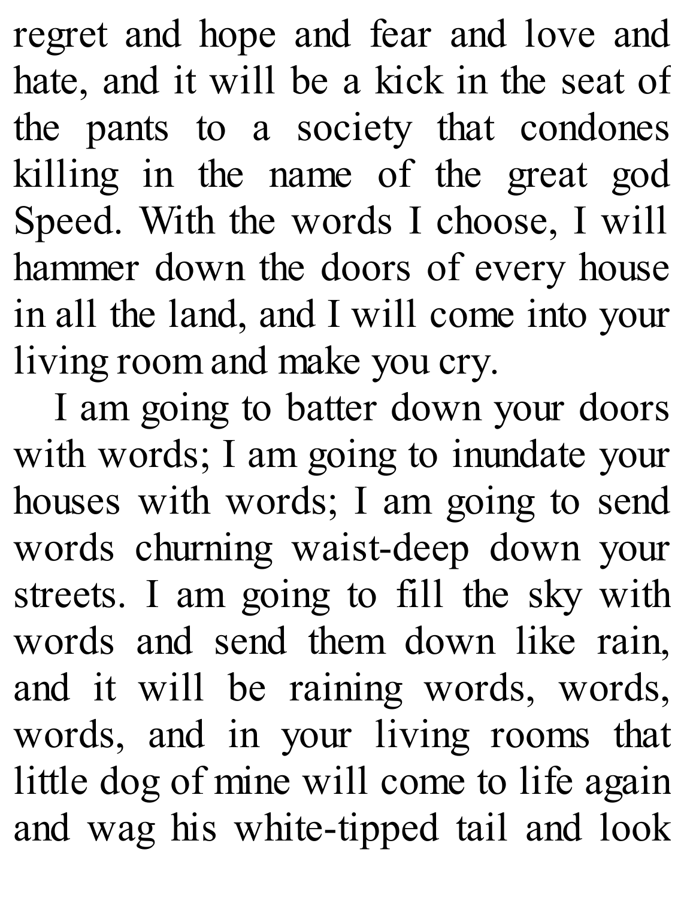regret and hope and fear and love and hate, and it will be a kick in the seat of the pants to a society that condones killing in the name of the great god Speed. With the words I choose, I will hammer down the doors of every house in all the land, and I will come into your living room and make you cry.

I am going to batter down your doors with words; I am going to inundate your houses with words; I am going to send words churning waist-deep down your streets. I am going to fill the sky with words and send them down like rain, and it will be raining words, words, words, and in your living rooms that little dog of mine will come to life again and wag his white-tipped tail and look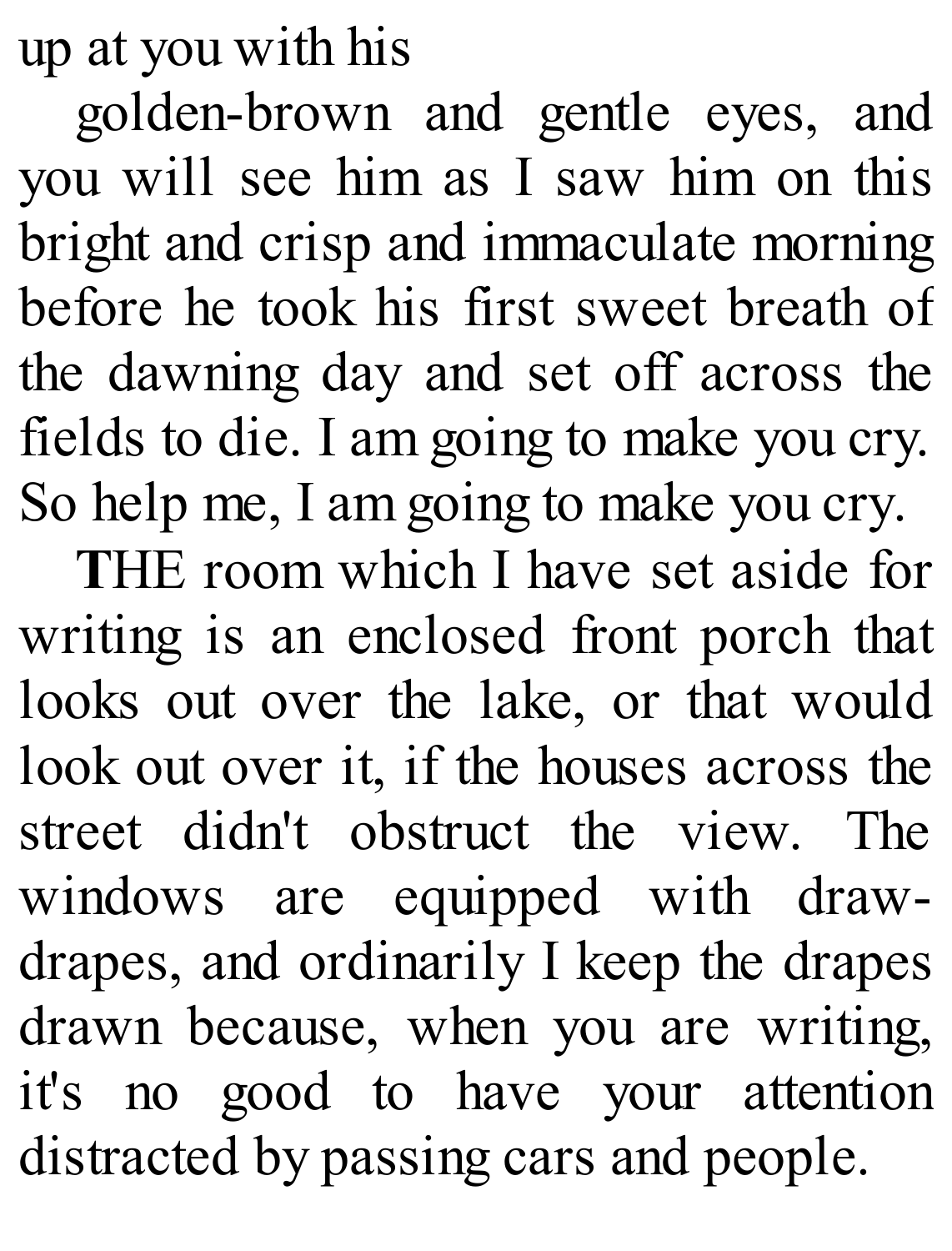up at you with his

golden-brown and gentle eyes, and you will see him as I saw him on this bright and crisp and immaculate morning before he took his first sweet breath of the dawning day and set off across the fields to die. I am going to make you cry. So help me, I am going to make you cry.

**T**HE room which I have set aside for writing is an enclosed front porch that looks out over the lake, or that would look out over it, if the houses across the street didn't obstruct the view. The windows are equipped with draw-drapes, and ordinarily I keep the drapes drawn because, when you are writing, it's no good to have your attention distracted by passing cars and people.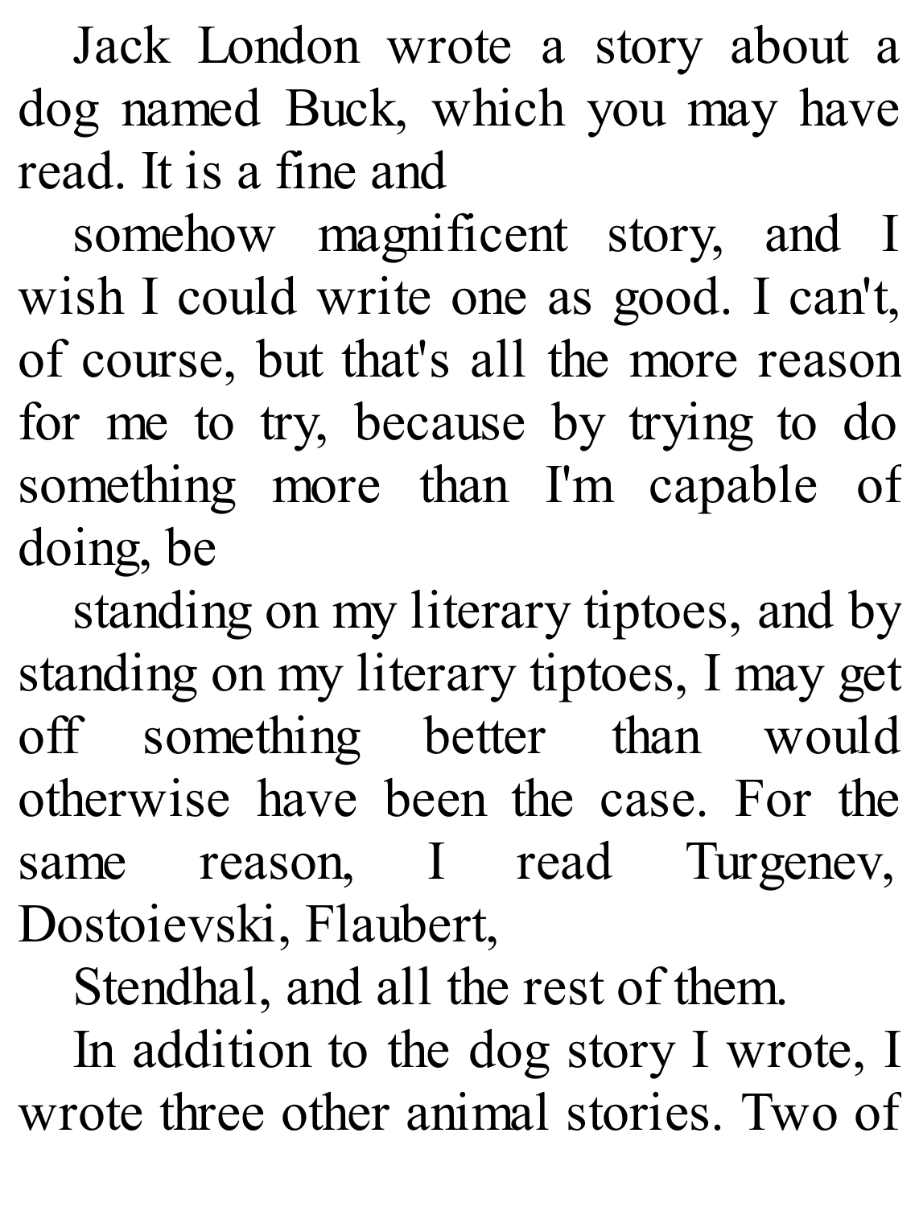Jack London wrote a story about a dog named Buck, which you may have read. It is a fine and somehow magnificent story, and I wish I could write one as good. I can't, of course, but that's all the more reason for me to try, because by trying to do something more than I'm capable of doing, be standing on my literary tiptoes, and by standing on my literary tiptoes, I may get off something better than would otherwise have been the case. For the same reason, I read Turgenev, Dostoievski, Flaubert, Stendhal, and all the rest of them.

In addition to the dog story I wrote, I wrote three other animal stories. Two of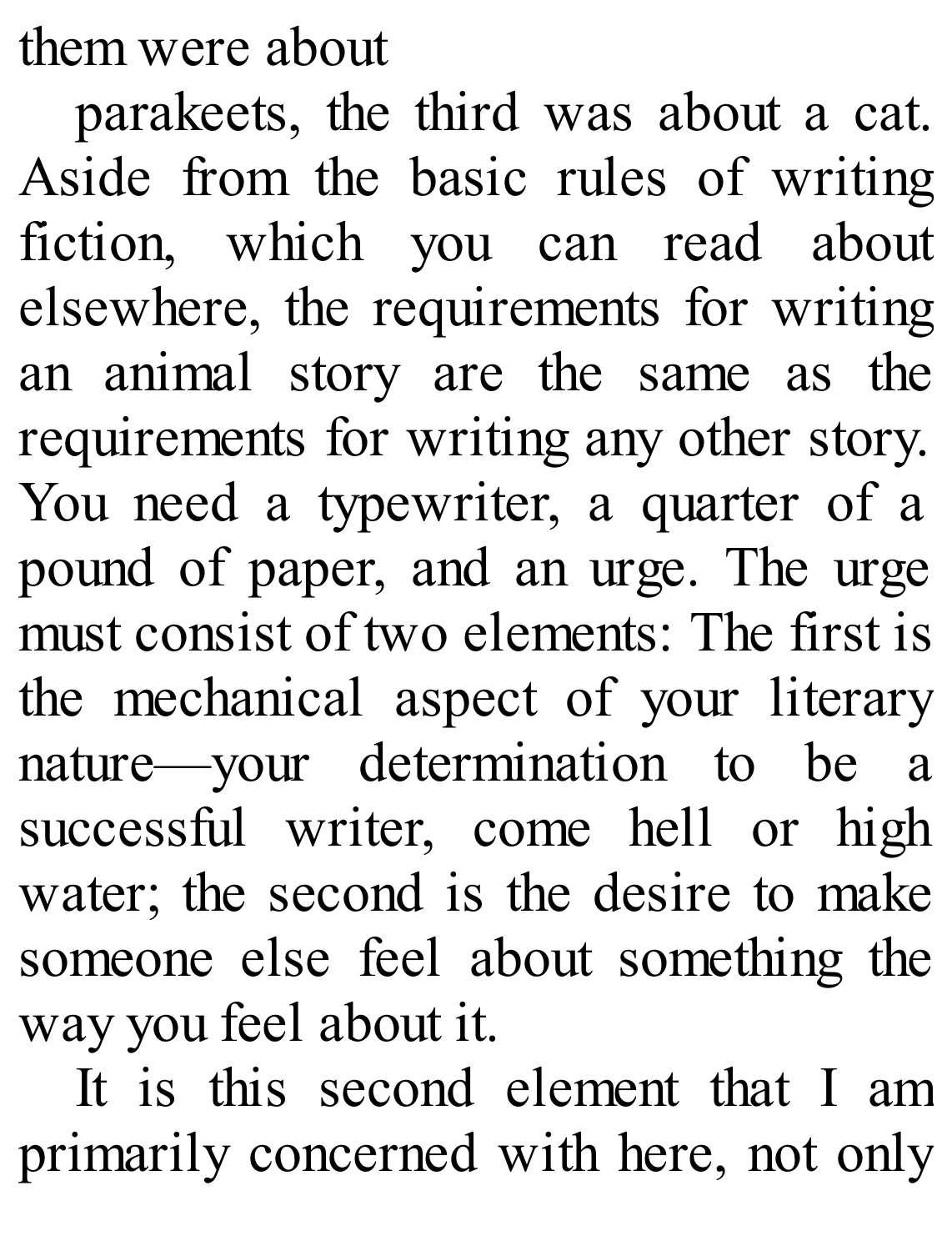them were about

parakeets, the third was about a cat. Aside from the basic rules of writing fiction, which you can read about elsewhere, the requirements for writing an animal story are the same as the requirements for writing any other story. You need a typewriter, a quarter of a pound of paper, and an urge. The urge must consist of two elements: The first is the mechanical aspect of your literary nature—your determination to be a successful writer, come hell or high water; the second is the desire to make someone else feel about something the way you feel about it.

It is this second element that I am primarily concerned with here, not only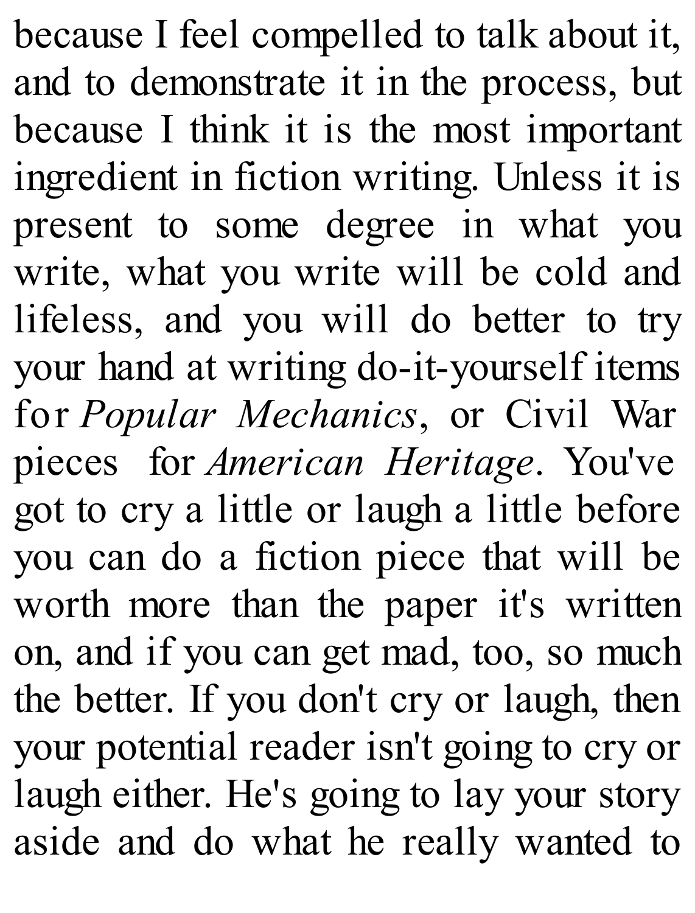because I feel compelled to talk about it, and to demonstrate it in the process, but because I think it is the most important ingredient in fiction writing. Unless it is present to some degree in what you write, what you write will be cold and lifeless, and you will do better to try your hand at writing do-it-yourself items for *Popular Mechanics*, or Civil War pieces for *American Heritage*. You've got to cry a little or laugh a little before you can do a fiction piece that will be worth more than the paper it's written on, and if you can get mad, too, so much the better. If you don't cry or laugh, then your potential reader isn't going to cry or laugh either. He's going to lay your story aside and do what he really wanted to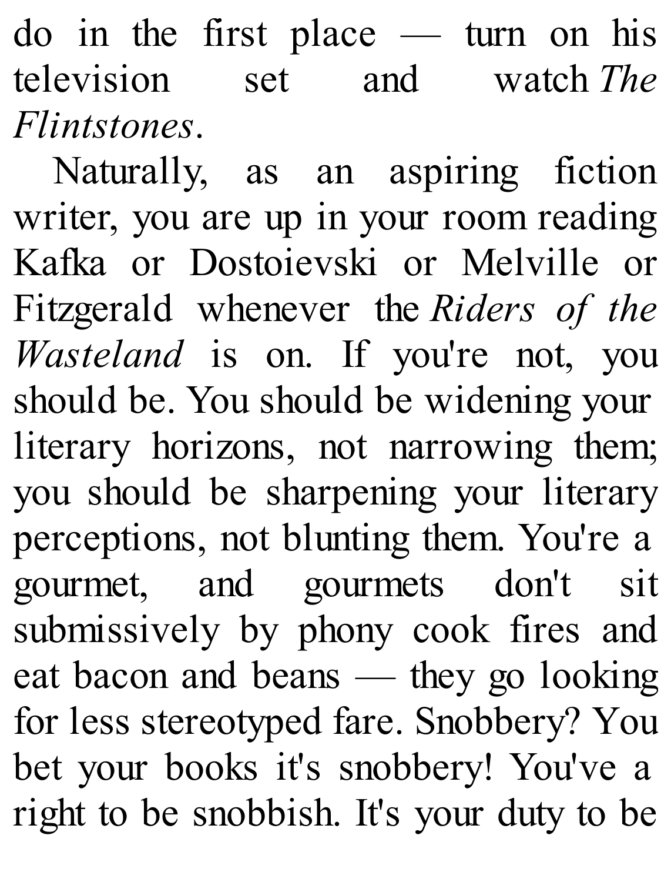do in the first place — turn on his television set and watch *The Flintstones*.

Naturally, as an aspiring fiction writer, you are up in your room reading Kafka or Dostoievski or Melville or Fitzgerald whenever the *Riders of the Wasteland* is on. If you're not, you should be. You should be widening your literary horizons, not narrowing them; you should be sharpening your literary perceptions, not blunting them. You're a gourmet, and gourmets don't sit submissively by phony cook fires and eat bacon and beans — they go looking for less stereotyped fare. Snobbery? You bet your books it's snobbery! You've a right to be snobbish. It's your duty to be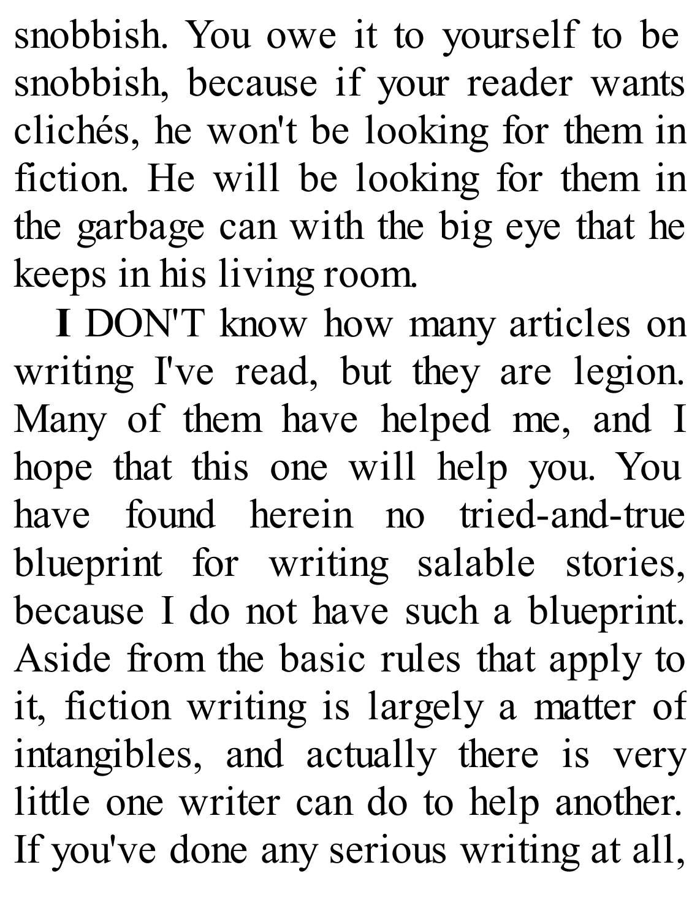snobbish. You owe it to yourself to be snobbish, because if your reader wants clichés, he won't be looking for them in fiction. He will be looking for them in the garbage can with the big eye that he keeps in his living room.

**I** DON'T know how many articles on writing I've read, but they are legion. Many of them have helped me, and I hope that this one will help you. You have found herein no tried-and-true blueprint for writing salable stories, because I do not have such a blueprint. Aside from the basic rules that apply to it, fiction writing is largely a matter of intangibles, and actually there is very little one writer can do to help another. If you've done any serious writing at all,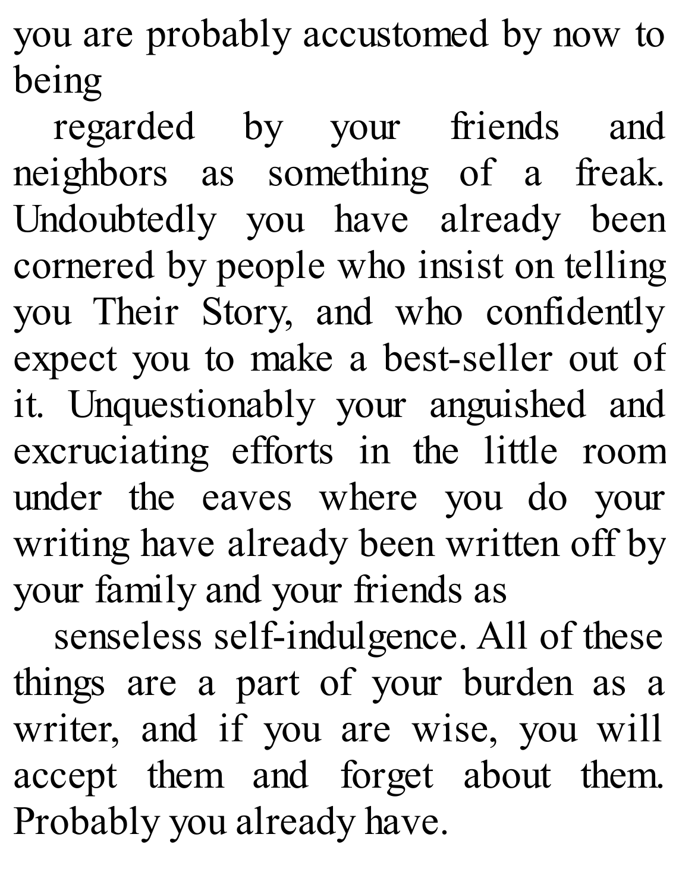you are probably accustomed by now to being regarded by your friends and neighbors as something of a freak. Undoubtedly you have already been cornered by people who insist on telling you Their Story, and who confidently expect you to make a best-seller out of it. Unquestionably your anguished and excruciating efforts in the little room under the eaves where you do your writing have already been written off by your family and your friends as senseless self-indulgence. All of these things are a part of your burden as a writer, and if you are wise, you will accept them and forget about them. Probably you already have.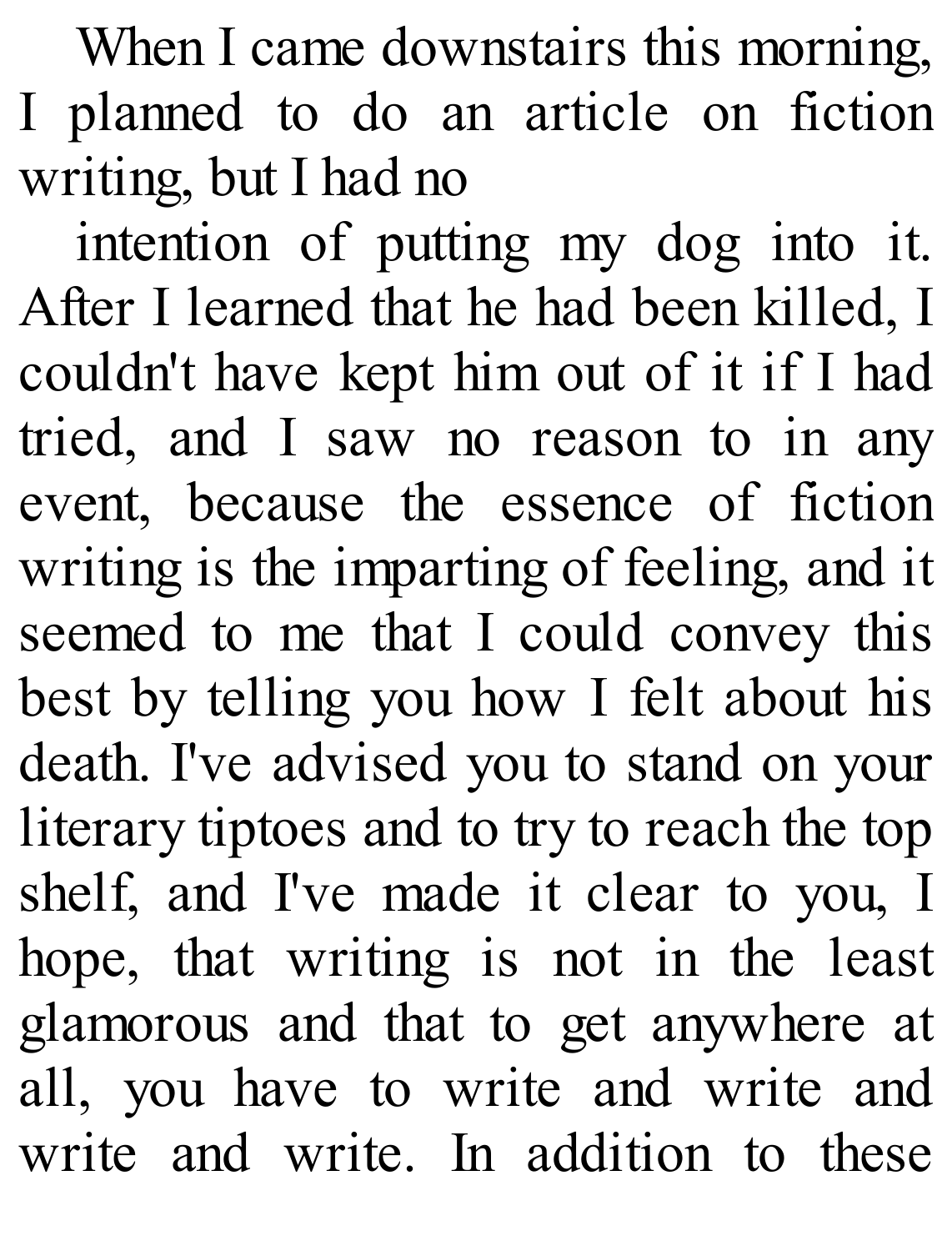When I came downstairs this morning, I planned to do an article on fiction writing, but I had no intention of putting my dog into it. After I learned that he had been killed, I couldn't have kept him out of it if I had tried, and I saw no reason to in any event, because the essence of fiction writing is the imparting of feeling, and it seemed to me that I could convey this best by telling you how I felt about his death. I've advised you to stand on your literary tiptoes and to try to reach the top shelf, and I've made it clear to you, I hope, that writing is not in the least glamorous and that to get anywhere at all, you have to write and write and write and write. In addition to these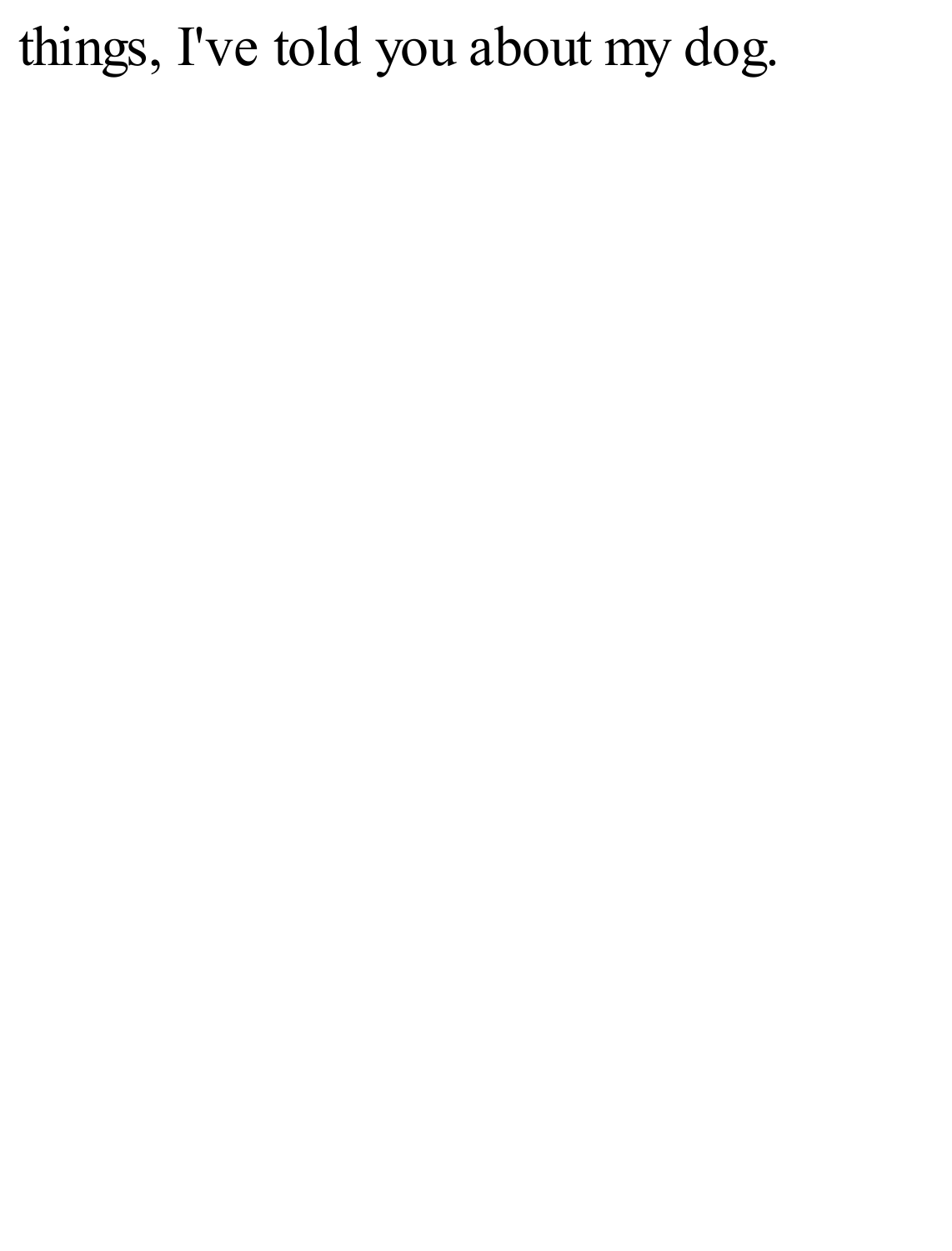things, I've told you about my dog.